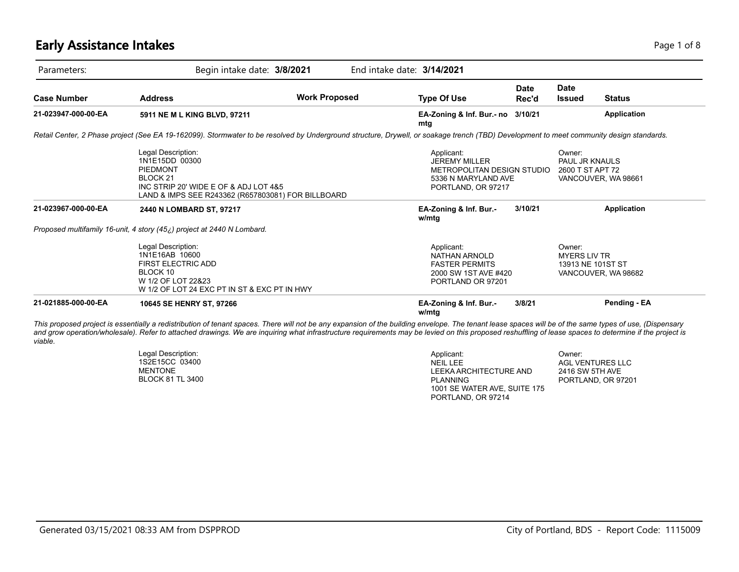# Early Assistance Intakes

Parameters: Begin intake date: **3/8/2021** End intake date: **3/14/2021**

| Case Number | Address | Work Proposed | Type Of Use | Date Rec'd | Date Issued | Status |
|---|---|---|---|---|---|---|
| **21-023947-000-00-EA** | **5911 NE M L KING BLVD, 97211** | | **EA-Zoning & Inf. Bur.- no mtg** | **3/10/21** | | **Application** |

*Retail Center, 2 Phase project (See EA 19-162099). Stormwater to be resolved by Underground structure, Drywell, or soakage trench (TBD) Development to meet community design standards.*

Legal Description:
1N1E15DD 00300
PIEDMONT
BLOCK 21
INC STRIP 20' WIDE E OF & ADJ LOT 4&5
LAND & IMPS SEE R243362 (R657803081) FOR BILLBOARD

Applicant:
JEREMY MILLER
METROPOLITAN DESIGN STUDIO
5336 N MARYLAND AVE
PORTLAND, OR 97217

Owner:
PAUL JR KNAULS
2600 T ST APT 72
VANCOUVER, WA 98661

| Case Number | Address | Work Proposed | Type Of Use | Date Rec'd | Date Issued | Status |
|---|---|---|---|---|---|---|
| **21-023967-000-00-EA** | **2440 N LOMBARD ST, 97217** | | **EA-Zoning & Inf. Bur.- w/mtg** | **3/10/21** | | **Application** |

*Proposed multifamily 16-unit, 4 story (45¿) project at 2440 N Lombard.*

Legal Description:
1N1E16AB 10600
FIRST ELECTRIC ADD
BLOCK 10
W 1/2 OF LOT 22&23
W 1/2 OF LOT 24 EXC PT IN ST & EXC PT IN HWY

Applicant:
NATHAN ARNOLD
FASTER PERMITS
2000 SW 1ST AVE #420
PORTLAND OR 97201

Owner:
MYERS LIV TR
13913 NE 101ST ST
VANCOUVER, WA 98682

| Case Number | Address | Work Proposed | Type Of Use | Date Rec'd | Date Issued | Status |
|---|---|---|---|---|---|---|
| **21-021885-000-00-EA** | **10645 SE HENRY ST, 97266** | | **EA-Zoning & Inf. Bur.- w/mtg** | **3/8/21** | | **Pending - EA** |

*This proposed project is essentially a redistribution of tenant spaces. There will not be any expansion of the building envelope. The tenant lease spaces will be of the same types of use, (Dispensary and grow operation/wholesale). Refer to attached drawings. We are inquiring what infrastructure requirements may be levied on this proposed reshuffling of lease spaces to determine if the project is viable.*

Legal Description:
1S2E15CC 03400
MENTONE
BLOCK 81 TL 3400

Applicant:
NEIL LEE
LEEKA ARCHITECTURE AND PLANNING
1001 SE WATER AVE, SUITE 175
PORTLAND, OR 97214

Owner:
AGL VENTURES LLC
2416 SW 5TH AVE
PORTLAND, OR 97201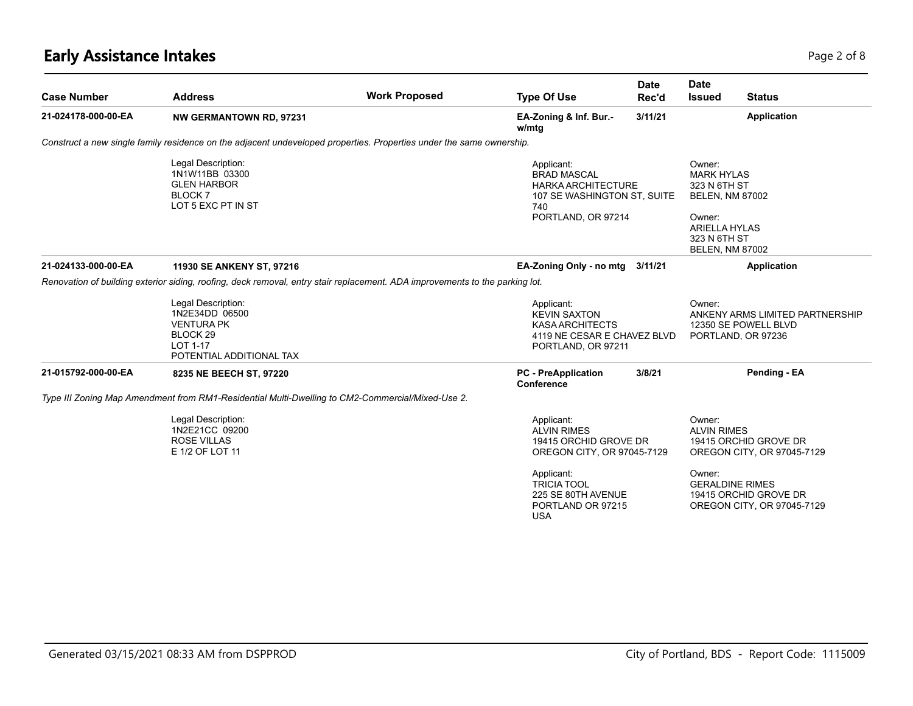# Early Assistance Intakes

| Case Number | Address | Work Proposed | Type Of Use | Date Rec'd | Date Issued | Status |
|---|---|---|---|---|---|---|
| 21-024178-000-00-EA | NW GERMANTOWN RD, 97231 | | EA-Zoning & Inf. Bur.- w/mtg | 3/11/21 | | Application |

*Construct a new single family residence on the adjacent undeveloped properties. Properties under the same ownership.*

Legal Description:
1N1W11BB 03300
GLEN HARBOR
BLOCK 7
LOT 5 EXC PT IN ST

Applicant:
BRAD MASCAL
HARKA ARCHITECTURE
107 SE WASHINGTON ST, SUITE 740
PORTLAND, OR 97214

Owner:
MARK HYLAS
323 N 6TH ST
BELEN, NM 87002

Owner:
ARIELLA HYLAS
323 N 6TH ST
BELEN, NM 87002

| Case Number | Address | Work Proposed | Type Of Use | Date Rec'd | Date Issued | Status |
|---|---|---|---|---|---|---|
| 21-024133-000-00-EA | 11930 SE ANKENY ST, 97216 | | EA-Zoning Only - no mtg | 3/11/21 | | Application |

*Renovation of building exterior siding, roofing, deck removal, entry stair replacement. ADA improvements to the parking lot.*

Legal Description:
1N2E34DD 06500
VENTURA PK
BLOCK 29
LOT 1-17
POTENTIAL ADDITIONAL TAX

Applicant:
KEVIN SAXTON
KASA ARCHITECTS
4119 NE CESAR E CHAVEZ BLVD
PORTLAND, OR 97211

Owner:
ANKENY ARMS LIMITED PARTNERSHIP
12350 SE POWELL BLVD
PORTLAND, OR 97236

| Case Number | Address | Work Proposed | Type Of Use | Date Rec'd | Date Issued | Status |
|---|---|---|---|---|---|---|
| 21-015792-000-00-EA | 8235 NE BEECH ST, 97220 | | PC - PreApplication Conference | 3/8/21 | | Pending - EA |

*Type III Zoning Map Amendment from RM1-Residential Multi-Dwelling to CM2-Commercial/Mixed-Use 2.*

Legal Description:
1N2E21CC 09200
ROSE VILLAS
E 1/2 OF LOT 11

Applicant:
ALVIN RIMES
19415 ORCHID GROVE DR
OREGON CITY, OR 97045-7129

Applicant:
TRICIA TOOL
225 SE 80TH AVENUE
PORTLAND OR 97215
USA

Owner:
ALVIN RIMES
19415 ORCHID GROVE DR
OREGON CITY, OR 97045-7129

Owner:
GERALDINE RIMES
19415 ORCHID GROVE DR
OREGON CITY, OR 97045-7129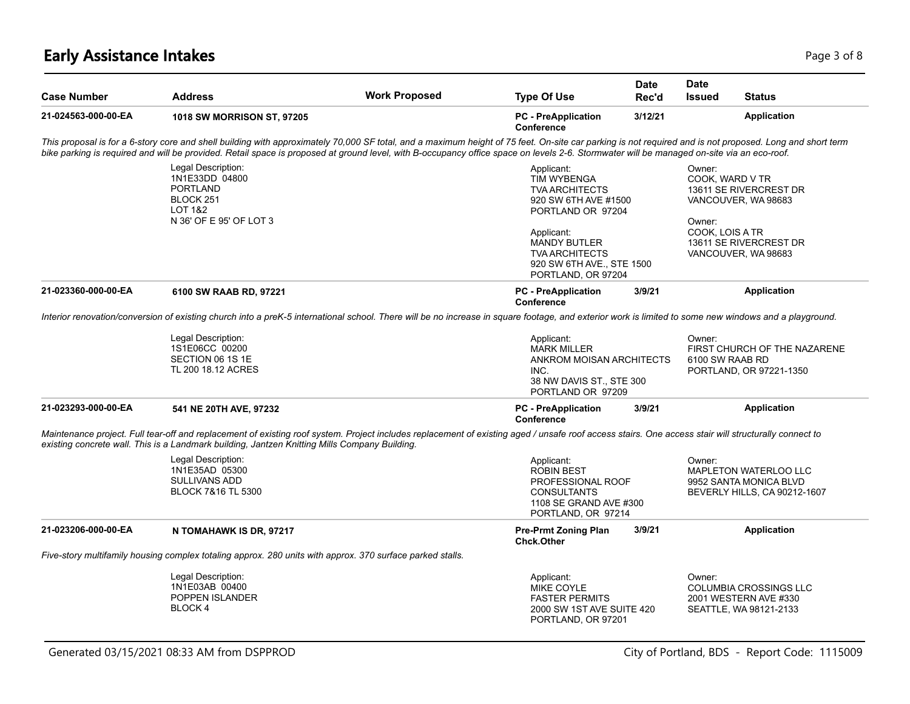# Early Assistance Intakes

| Case Number | Address | Work Proposed | Type Of Use | Date Rec'd | Date Issued | Status |
|---|---|---|---|---|---|---|
| 21-024563-000-00-EA | 1018 SW MORRISON ST, 97205 | | PC - PreApplication Conference | 3/12/21 | | Application |

*This proposal is for a 6-story core and shell building with approximately 70,000 SF total, and a maximum height of 75 feet. On-site car parking is not required and is not proposed. Long and short term bike parking is required and will be provided. Retail space is proposed at ground level, with B-occupancy office space on levels 2-6. Stormwater will be managed on-site via an eco-roof.*

Legal Description:
1N1E33DD 04800
PORTLAND
BLOCK 251
LOT 1&2
N 36' OF E 95' OF LOT 3

Applicant:
TIM WYBENGA
TVA ARCHITECTS
920 SW 6TH AVE #1500
PORTLAND OR 97204

Applicant:
MANDY BUTLER
TVA ARCHITECTS
920 SW 6TH AVE., STE 1500
PORTLAND, OR 97204

Owner:
COOK, WARD V TR
13611 SE RIVERCREST DR
VANCOUVER, WA 98683

Owner:
COOK, LOIS A TR
13611 SE RIVERCREST DR
VANCOUVER, WA 98683

| Case Number | Address | Work Proposed | Type Of Use | Date Rec'd | Date Issued | Status |
|---|---|---|---|---|---|---|
| 21-023360-000-00-EA | 6100 SW RAAB RD, 97221 | | PC - PreApplication Conference | 3/9/21 | | Application |

*Interior renovation/conversion of existing church into a preK-5 international school. There will be no increase in square footage, and exterior work is limited to some new windows and a playground.*

Legal Description:
1S1E06CC 00200
SECTION 06 1S 1E
TL 200 18.12 ACRES

Applicant:
MARK MILLER
ANKROM MOISAN ARCHITECTS INC.
38 NW DAVIS ST., STE 300
PORTLAND OR 97209

Owner:
FIRST CHURCH OF THE NAZARENE
6100 SW RAAB RD
PORTLAND, OR 97221-1350

| Case Number | Address | Work Proposed | Type Of Use | Date Rec'd | Date Issued | Status |
|---|---|---|---|---|---|---|
| 21-023293-000-00-EA | 541 NE 20TH AVE, 97232 | | PC - PreApplication Conference | 3/9/21 | | Application |

*Maintenance project. Full tear-off and replacement of existing roof system. Project includes replacement of existing aged / unsafe roof access stairs. One access stair will structurally connect to existing concrete wall. This is a Landmark building, Jantzen Knitting Mills Company Building.*

Legal Description:
1N1E35AD 05300
SULLIVANS ADD
BLOCK 7&16 TL 5300

Applicant:
ROBIN BEST
PROFESSIONAL ROOF CONSULTANTS
1108 SE GRAND AVE #300
PORTLAND, OR 97214

Owner:
MAPLETON WATERLOO LLC
9952 SANTA MONICA BLVD
BEVERLY HILLS, CA 90212-1607

| Case Number | Address | Work Proposed | Type Of Use | Date Rec'd | Date Issued | Status |
|---|---|---|---|---|---|---|
| 21-023206-000-00-EA | N TOMAHAWK IS DR, 97217 | | Pre-Prmt Zoning Plan Chck.Other | 3/9/21 | | Application |

*Five-story multifamily housing complex totaling approx. 280 units with approx. 370 surface parked stalls.*

Legal Description:
1N1E03AB 00400
POPPEN ISLANDER
BLOCK 4

Applicant:
MIKE COYLE
FASTER PERMITS
2000 SW 1ST AVE SUITE 420
PORTLAND, OR 97201

Owner:
COLUMBIA CROSSINGS LLC
2001 WESTERN AVE #330
SEATTLE, WA 98121-2133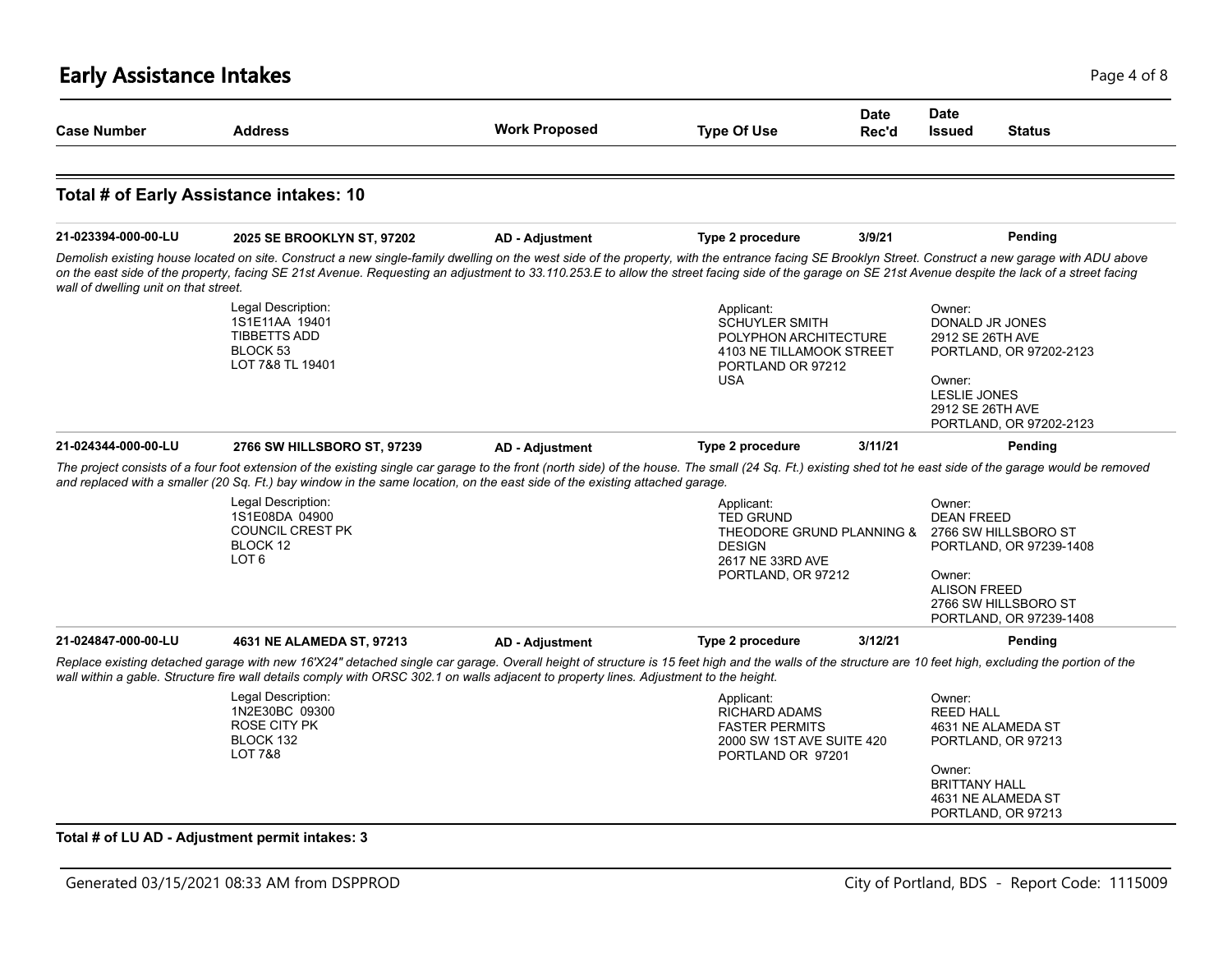# Early Assistance Intakes

| Case Number | Address | Work Proposed | Type Of Use | Date Rec'd | Date Issued | Status |
|---|---|---|---|---|---|---|

**Total # of Early Assistance intakes: 10**

| Case Number | Address | Work Proposed | Type Of Use | Date Rec'd | Date Issued | Status |
|---|---|---|---|---|---|---|
| **21-023394-000-00-LU** | **2025 SE BROOKLYN ST, 97202** | **AD - Adjustment** | **Type 2 procedure** | **3/9/21** | | **Pending** |

*Demolish existing house located on site. Construct a new single-family dwelling on the west side of the property, with the entrance facing SE Brooklyn Street. Construct a new garage with ADU above on the east side of the property, facing SE 21st Avenue. Requesting an adjustment to 33.110.253.E to allow the street facing side of the garage on SE 21st Avenue despite the lack of a street facing wall of dwelling unit on that street.*

Legal Description:
1S1E11AA 19401
TIBBETTS ADD
BLOCK 53
LOT 7&8 TL 19401

Applicant:
SCHUYLER SMITH
POLYPHON ARCHITECTURE
4103 NE TILLAMOOK STREET
PORTLAND OR 97212
USA

Owner:
DONALD JR JONES
2912 SE 26TH AVE
PORTLAND, OR 97202-2123

Owner:
LESLIE JONES
2912 SE 26TH AVE
PORTLAND, OR 97202-2123

| Case Number | Address | Work Proposed | Type Of Use | Date Rec'd | Date Issued | Status |
|---|---|---|---|---|---|---|
| **21-024344-000-00-LU** | **2766 SW HILLSBORO ST, 97239** | **AD - Adjustment** | **Type 2 procedure** | **3/11/21** | | **Pending** |

*The project consists of a four foot extension of the existing single car garage to the front (north side) of the house. The small (24 Sq. Ft.) existing shed tot he east side of the garage would be removed and replaced with a smaller (20 Sq. Ft.) bay window in the same location, on the east side of the existing attached garage.*

Legal Description:
1S1E08DA 04900
COUNCIL CREST PK
BLOCK 12
LOT 6

Applicant:
TED GRUND
THEODORE GRUND PLANNING & DESIGN
2617 NE 33RD AVE
PORTLAND, OR 97212

Owner:
DEAN FREED
2766 SW HILLSBORO ST
PORTLAND, OR 97239-1408

Owner:
ALISON FREED
2766 SW HILLSBORO ST
PORTLAND, OR 97239-1408

| Case Number | Address | Work Proposed | Type Of Use | Date Rec'd | Date Issued | Status |
|---|---|---|---|---|---|---|
| **21-024847-000-00-LU** | **4631 NE ALAMEDA ST, 97213** | **AD - Adjustment** | **Type 2 procedure** | **3/12/21** | | **Pending** |

*Replace existing detached garage with new 16'X24" detached single car garage. Overall height of structure is 15 feet high and the walls of the structure are 10 feet high, excluding the portion of the wall within a gable. Structure fire wall details comply with ORSC 302.1 on walls adjacent to property lines. Adjustment to the height.*

Legal Description:
1N2E30BC 09300
ROSE CITY PK
BLOCK 132
LOT 7&8

Applicant:
RICHARD ADAMS
FASTER PERMITS
2000 SW 1ST AVE SUITE 420
PORTLAND OR 97201

Owner:
REED HALL
4631 NE ALAMEDA ST
PORTLAND, OR 97213

Owner:
BRITTANY HALL
4631 NE ALAMEDA ST
PORTLAND, OR 97213

**Total # of LU AD - Adjustment permit intakes: 3**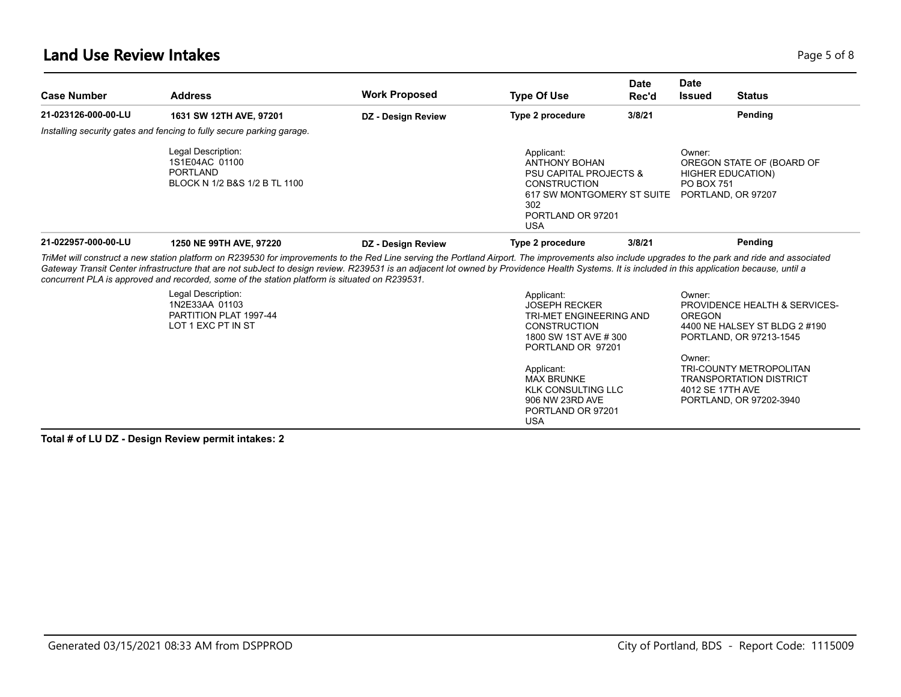# Land Use Review Intakes

| Case Number | Address | Work Proposed | Type Of Use | Date Rec'd | Date Issued | Status |
|---|---|---|---|---|---|---|
| **21-023126-000-00-LU** | **1631 SW 12TH AVE, 97201** | **DZ - Design Review** | **Type 2 procedure** | **3/8/21** | | **Pending** |

*Installing security gates and fencing to fully secure parking garage.*

Legal Description:
1S1E04AC 01100
PORTLAND
BLOCK N 1/2 B&S 1/2 B TL 1100

Applicant:
ANTHONY BOHAN
PSU CAPITAL PROJECTS & CONSTRUCTION
617 SW MONTGOMERY ST SUITE 302
PORTLAND OR 97201
USA

Owner:
OREGON STATE OF (BOARD OF HIGHER EDUCATION)
PO BOX 751
PORTLAND, OR 97207

| Case Number | Address | Work Proposed | Type Of Use | Date Rec'd | Date Issued | Status |
|---|---|---|---|---|---|---|
| **21-022957-000-00-LU** | **1250 NE 99TH AVE, 97220** | **DZ - Design Review** | **Type 2 procedure** | **3/8/21** | | **Pending** |

*TriMet will construct a new station platform on R239530 for improvements to the Red Line serving the Portland Airport. The improvements also include upgrades to the park and ride and associated Gateway Transit Center infrastructure that are not subJect to design review. R239531 is an adjacent lot owned by Providence Health Systems. It is included in this application because, until a concurrent PLA is approved and recorded, some of the station platform is situated on R239531.*

Legal Description:
1N2E33AA 01103
PARTITION PLAT 1997-44
LOT 1 EXC PT IN ST

Applicant:
JOSEPH RECKER
TRI-MET ENGINEERING AND CONSTRUCTION
1800 SW 1ST AVE # 300
PORTLAND OR 97201

Applicant:
MAX BRUNKE
KLK CONSULTING LLC
906 NW 23RD AVE
PORTLAND OR 97201
USA

Owner:
PROVIDENCE HEALTH & SERVICES-OREGON
4400 NE HALSEY ST BLDG 2 #190
PORTLAND, OR 97213-1545

Owner:
TRI-COUNTY METROPOLITAN TRANSPORTATION DISTRICT
4012 SE 17TH AVE
PORTLAND, OR 97202-3940

**Total # of LU DZ - Design Review permit intakes: 2**

Generated 03/15/2021 08:33 AM from DSPPROD

City of Portland, BDS - Report Code: 1115009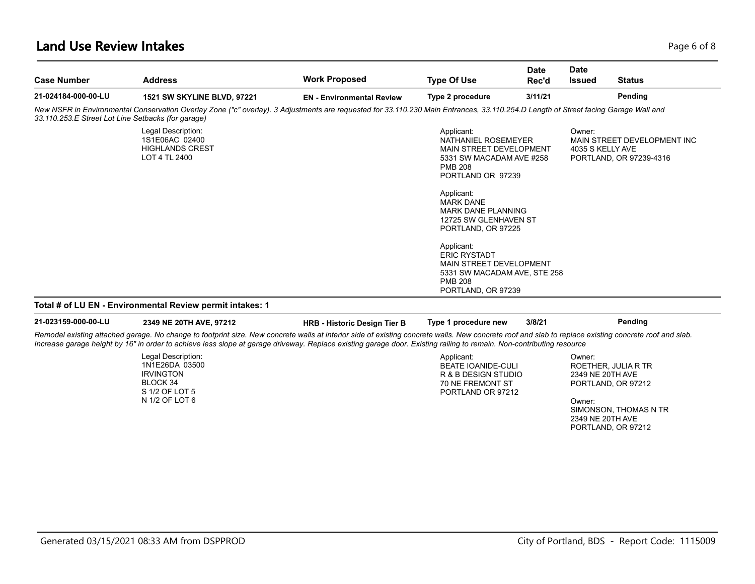# Land Use Review Intakes

| Case Number | Address | Work Proposed | Type Of Use | Date Rec'd | Date Issued | Status |
|---|---|---|---|---|---|---|
| **21-024184-000-00-LU** | **1521 SW SKYLINE BLVD, 97221** | **EN - Environmental Review** | **Type 2 procedure** | **3/11/21** | | **Pending** |

*New NSFR in Environmental Conservation Overlay Zone ("c" overlay). 3 Adjustments are requested for 33.110.230 Main Entrances, 33.110.254.D Length of Street facing Garage Wall and 33.110.253.E Street Lot Line Setbacks (for garage)*

Legal Description:
1S1E06AC 02400
HIGHLANDS CREST
LOT 4 TL 2400

Applicant:
NATHANIEL ROSEMEYER
MAIN STREET DEVELOPMENT
5331 SW MACADAM AVE #258
PMB 208
PORTLAND OR 97239

Applicant:
MARK DANE
MARK DANE PLANNING
12725 SW GLENHAVEN ST
PORTLAND, OR 97225

Applicant:
ERIC RYSTADT
MAIN STREET DEVELOPMENT
5331 SW MACADAM AVE, STE 258
PMB 208
PORTLAND, OR 97239

Owner:
MAIN STREET DEVELOPMENT INC
4035 S KELLY AVE
PORTLAND, OR 97239-4316

**Total # of LU EN - Environmental Review permit intakes: 1**

| Case Number | Address | Work Proposed | Type Of Use | Date Rec'd | Date Issued | Status |
|---|---|---|---|---|---|---|
| **21-023159-000-00-LU** | **2349 NE 20TH AVE, 97212** | **HRB - Historic Design Tier B** | **Type 1 procedure new** | **3/8/21** | | **Pending** |

*Remodel existing attached garage. No change to footprint size. New concrete walls at interior side of existing concrete walls. New concrete roof and slab to replace existing concrete roof and slab. Increase garage height by 16" in order to achieve less slope at garage driveway. Replace existing garage door. Existing railing to remain. Non-contributing resource*

Legal Description:
1N1E26DA 03500
IRVINGTON
BLOCK 34
S 1/2 OF LOT 5
N 1/2 OF LOT 6

Applicant:
BEATE IOANIDE-CULI
R & B DESIGN STUDIO
70 NE FREMONT ST
PORTLAND OR 97212

Owner:
ROETHER, JULIA R TR
2349 NE 20TH AVE
PORTLAND, OR 97212

Owner:
SIMONSON, THOMAS N TR
2349 NE 20TH AVE
PORTLAND, OR 97212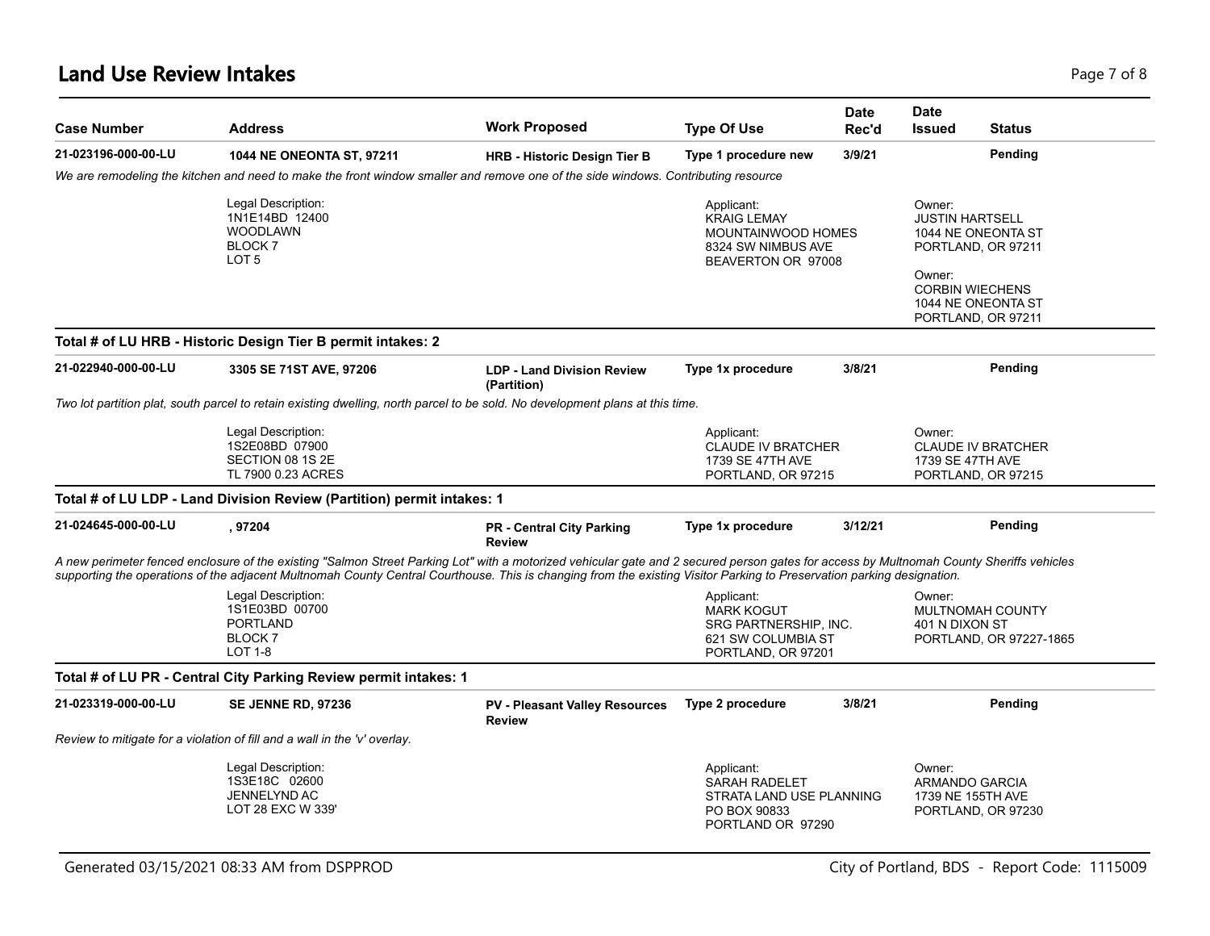## Land Use Review Intakes

| Case Number | Address | Work Proposed | Type Of Use | Date Rec'd | Date Issued | Status |
|---|---|---|---|---|---|---|
| **21-023196-000-00-LU** | **1044 NE ONEONTA ST, 97211** | **HRB - Historic Design Tier B** | **Type 1 procedure new** | **3/9/21** | | **Pending** |

*We are remodeling the kitchen and need to make the front window smaller and remove one of the side windows. Contributing resource*

Legal Description:
1N1E14BD 12400
WOODLAWN
BLOCK 7
LOT 5

Applicant:
KRAIG LEMAY
MOUNTAINWOOD HOMES
8324 SW NIMBUS AVE
BEAVERTON OR 97008

Owner:
JUSTIN HARTSELL
1044 NE ONEONTA ST
PORTLAND, OR 97211

Owner:
CORBIN WIECHENS
1044 NE ONEONTA ST
PORTLAND, OR 97211

**Total # of LU HRB - Historic Design Tier B permit intakes: 2**

| Case Number | Address | Work Proposed | Type Of Use | Date Rec'd | Date Issued | Status |
|---|---|---|---|---|---|---|
| **21-022940-000-00-LU** | **3305 SE 71ST AVE, 97206** | **LDP - Land Division Review (Partition)** | **Type 1x procedure** | **3/8/21** | | **Pending** |

*Two lot partition plat, south parcel to retain existing dwelling, north parcel to be sold. No development plans at this time.*

Legal Description:
1S2E08BD 07900
SECTION 08 1S 2E
TL 7900 0.23 ACRES

Applicant:
CLAUDE IV BRATCHER
1739 SE 47TH AVE
PORTLAND, OR 97215

Owner:
CLAUDE IV BRATCHER
1739 SE 47TH AVE
PORTLAND, OR 97215

**Total # of LU LDP - Land Division Review (Partition) permit intakes: 1**

| Case Number | Address | Work Proposed | Type Of Use | Date Rec'd | Date Issued | Status |
|---|---|---|---|---|---|---|
| **21-024645-000-00-LU** | **, 97204** | **PR - Central City Parking Review** | **Type 1x procedure** | **3/12/21** | | **Pending** |

*A new perimeter fenced enclosure of the existing "Salmon Street Parking Lot" with a motorized vehicular gate and 2 secured person gates for access by Multnomah County Sheriffs vehicles supporting the operations of the adjacent Multnomah County Central Courthouse. This is changing from the existing Visitor Parking to Preservation parking designation.*

Legal Description:
1S1E03BD 00700
PORTLAND
BLOCK 7
LOT 1-8

Applicant:
MARK KOGUT
SRG PARTNERSHIP, INC.
621 SW COLUMBIA ST
PORTLAND, OR 97201

Owner:
MULTNOMAH COUNTY
401 N DIXON ST
PORTLAND, OR 97227-1865

**Total # of LU PR - Central City Parking Review permit intakes: 1**

| Case Number | Address | Work Proposed | Type Of Use | Date Rec'd | Date Issued | Status |
|---|---|---|---|---|---|---|
| **21-023319-000-00-LU** | **SE JENNE RD, 97236** | **PV - Pleasant Valley Resources Review** | **Type 2 procedure** | **3/8/21** | | **Pending** |

*Review to mitigate for a violation of fill and a wall in the 'v' overlay.*

Legal Description:
1S3E18C 02600
JENNELYND AC
LOT 28 EXC W 339'

Applicant:
SARAH RADELET
STRATA LAND USE PLANNING
PO BOX 90833
PORTLAND OR 97290

Owner:
ARMANDO GARCIA
1739 NE 155TH AVE
PORTLAND, OR 97230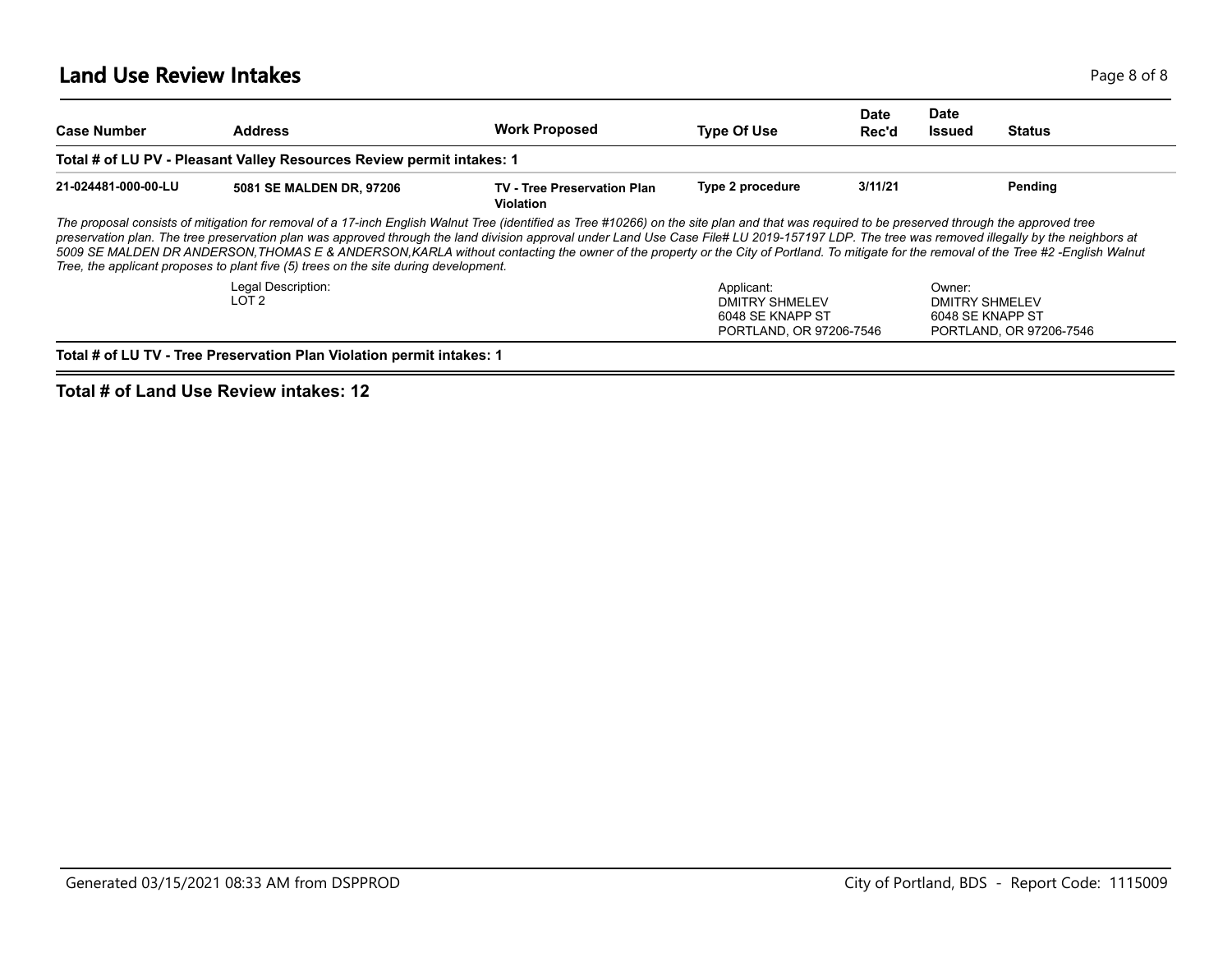## Land Use Review Intakes

| Case Number | Address | Work Proposed | Type Of Use | Date Rec'd | Date Issued | Status |
|---|---|---|---|---|---|---|

**Total # of LU PV - Pleasant Valley Resources Review permit intakes: 1**

| Case Number | Address | Work Proposed | Type Of Use | Date Rec'd | Date Issued | Status |
|---|---|---|---|---|---|---|
| **21-024481-000-00-LU** | **5081 SE MALDEN DR, 97206** | **TV - Tree Preservation Plan Violation** | **Type 2 procedure** | **3/11/21** | | **Pending** |

*The proposal consists of mitigation for removal of a 17-inch English Walnut Tree (identified as Tree #10266) on the site plan and that was required to be preserved through the approved tree preservation plan. The tree preservation plan was approved through the land division approval under Land Use Case File# LU 2019-157197 LDP. The tree was removed illegally by the neighbors at 5009 SE MALDEN DR ANDERSON,THOMAS E & ANDERSON,KARLA without contacting the owner of the property or the City of Portland. To mitigate for the removal of the Tree #2 -English Walnut Tree, the applicant proposes to plant five (5) trees on the site during development.*

Legal Description:
LOT 2

Applicant:
DMITRY SHMELEV
6048 SE KNAPP ST
PORTLAND, OR 97206-7546

Owner:
DMITRY SHMELEV
6048 SE KNAPP ST
PORTLAND, OR 97206-7546

**Total # of LU TV - Tree Preservation Plan Violation permit intakes: 1**

**Total # of Land Use Review intakes: 12**

Generated 03/15/2021 08:33 AM from DSPPROD

City of Portland, BDS - Report Code: 1115009